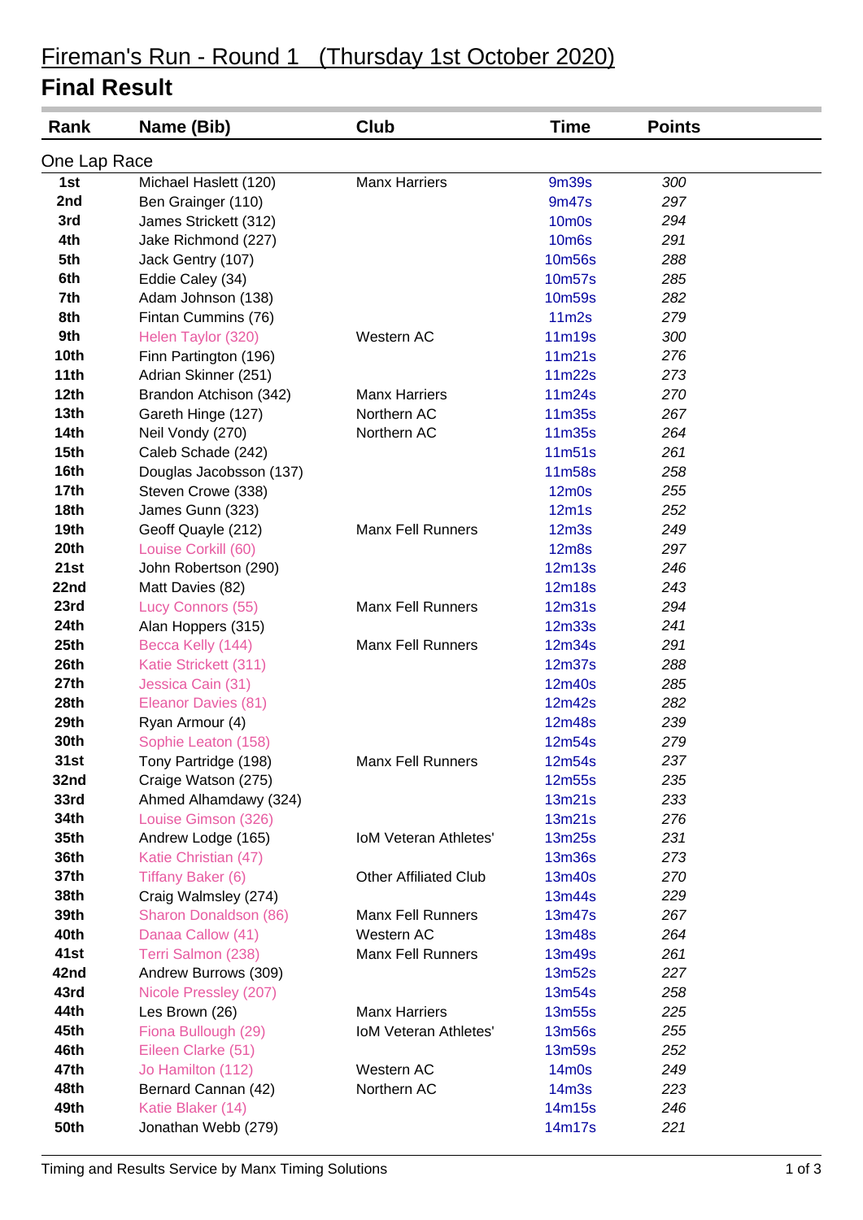# Fireman's Run - Round 1 (Thursday 1st October 2020)

## Final Result

| Rank | Name (Bib) | Club | Time | Points |
|---|---|---|---|---|
| **One Lap Race** | | | | |
| 1st | Michael Haslett (120) | Manx Harriers | 9m39s | 300 |
| 2nd | Ben Grainger (110) | | 9m47s | 297 |
| 3rd | James Strickett (312) | | 10m0s | 294 |
| 4th | Jake Richmond (227) | | 10m6s | 291 |
| 5th | Jack Gentry (107) | | 10m56s | 288 |
| 6th | Eddie Caley (34) | | 10m57s | 285 |
| 7th | Adam Johnson (138) | | 10m59s | 282 |
| 8th | Fintan Cummins (76) | | 11m2s | 279 |
| 9th | Helen Taylor (320) | Western AC | 11m19s | 300 |
| 10th | Finn Partington (196) | | 11m21s | 276 |
| 11th | Adrian Skinner (251) | | 11m22s | 273 |
| 12th | Brandon Atchison (342) | Manx Harriers | 11m24s | 270 |
| 13th | Gareth Hinge (127) | Northern AC | 11m35s | 267 |
| 14th | Neil Vondy (270) | Northern AC | 11m35s | 264 |
| 15th | Caleb Schade (242) | | 11m51s | 261 |
| 16th | Douglas Jacobsson (137) | | 11m58s | 258 |
| 17th | Steven Crowe (338) | | 12m0s | 255 |
| 18th | James Gunn (323) | | 12m1s | 252 |
| 19th | Geoff Quayle (212) | Manx Fell Runners | 12m3s | 249 |
| 20th | Louise Corkill (60) | | 12m8s | 297 |
| 21st | John Robertson (290) | | 12m13s | 246 |
| 22nd | Matt Davies (82) | | 12m18s | 243 |
| 23rd | Lucy Connors (55) | Manx Fell Runners | 12m31s | 294 |
| 24th | Alan Hoppers (315) | | 12m33s | 241 |
| 25th | Becca Kelly (144) | Manx Fell Runners | 12m34s | 291 |
| 26th | Katie Strickett (311) | | 12m37s | 288 |
| 27th | Jessica Cain (31) | | 12m40s | 285 |
| 28th | Eleanor Davies (81) | | 12m42s | 282 |
| 29th | Ryan Armour (4) | | 12m48s | 239 |
| 30th | Sophie Leaton (158) | | 12m54s | 279 |
| 31st | Tony Partridge (198) | Manx Fell Runners | 12m54s | 237 |
| 32nd | Craige Watson (275) | | 12m55s | 235 |
| 33rd | Ahmed Alhamdawy (324) | | 13m21s | 233 |
| 34th | Louise Gimson (326) | | 13m21s | 276 |
| 35th | Andrew Lodge (165) | IoM Veteran Athletes' | 13m25s | 231 |
| 36th | Katie Christian (47) | | 13m36s | 273 |
| 37th | Tiffany Baker (6) | Other Affiliated Club | 13m40s | 270 |
| 38th | Craig Walmsley (274) | | 13m44s | 229 |
| 39th | Sharon Donaldson (86) | Manx Fell Runners | 13m47s | 267 |
| 40th | Danaa Callow (41) | Western AC | 13m48s | 264 |
| 41st | Terri Salmon (238) | Manx Fell Runners | 13m49s | 261 |
| 42nd | Andrew Burrows (309) | | 13m52s | 227 |
| 43rd | Nicole Pressley (207) | | 13m54s | 258 |
| 44th | Les Brown (26) | Manx Harriers | 13m55s | 225 |
| 45th | Fiona Bullough (29) | IoM Veteran Athletes' | 13m56s | 255 |
| 46th | Eileen Clarke (51) | | 13m59s | 252 |
| 47th | Jo Hamilton (112) | Western AC | 14m0s | 249 |
| 48th | Bernard Cannan (42) | Northern AC | 14m3s | 223 |
| 49th | Katie Blaker (14) | | 14m15s | 246 |
| 50th | Jonathan Webb (279) | | 14m17s | 221 |

Timing and Results Service by Manx Timing Solutions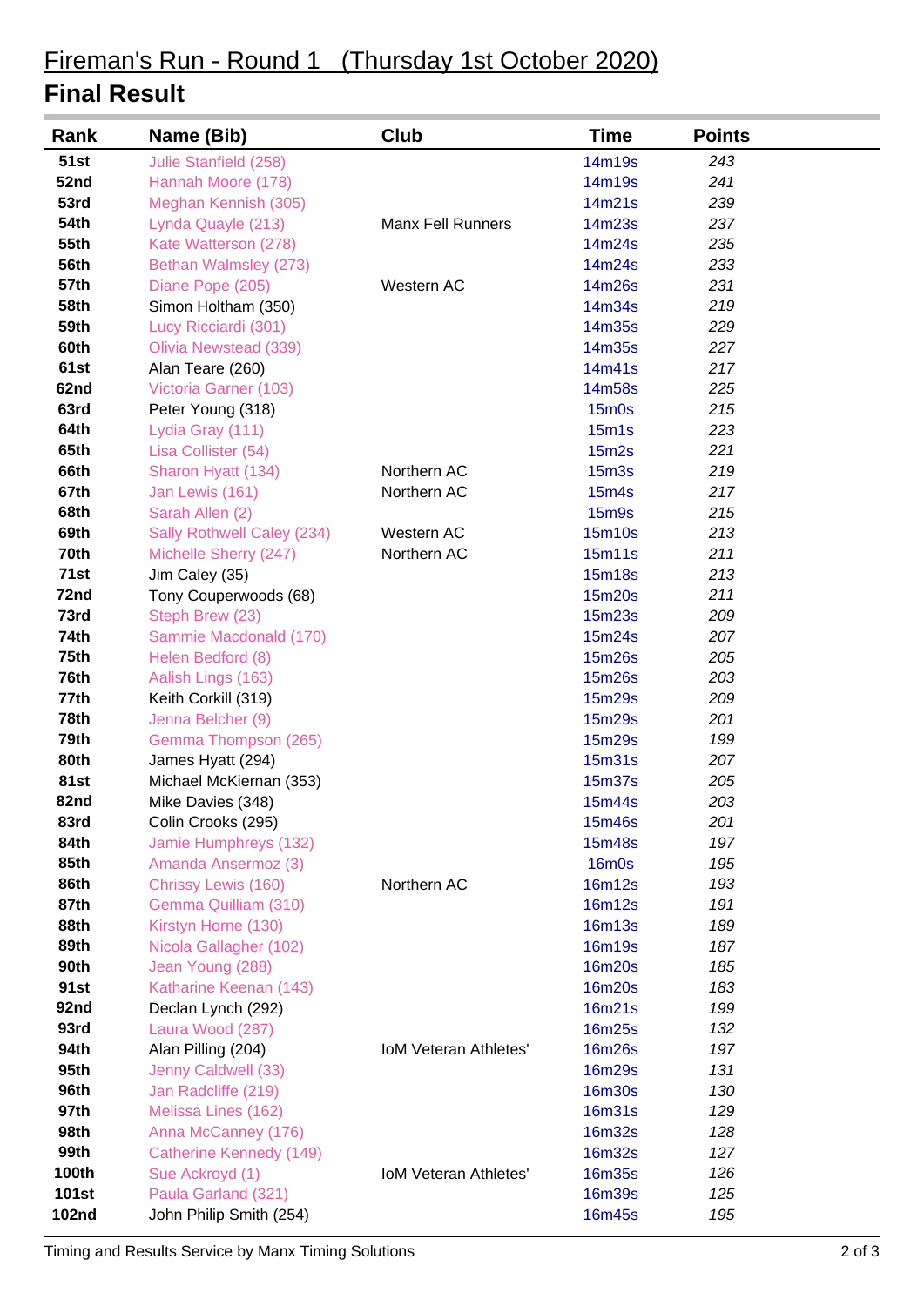# Fireman's Run - Round 1 (Thursday 1st October 2020)

## Final Result

| Rank | Name (Bib) | Club | Time | Points |
|---|---|---|---|---|
| 51st | Julie Stanfield (258) | | 14m19s | 243 |
| 52nd | Hannah Moore (178) | | 14m19s | 241 |
| 53rd | Meghan Kennish (305) | | 14m21s | 239 |
| 54th | Lynda Quayle (213) | Manx Fell Runners | 14m23s | 237 |
| 55th | Kate Watterson (278) | | 14m24s | 235 |
| 56th | Bethan Walmsley (273) | | 14m24s | 233 |
| 57th | Diane Pope (205) | Western AC | 14m26s | 231 |
| 58th | Simon Holtham (350) | | 14m34s | 219 |
| 59th | Lucy Ricciardi (301) | | 14m35s | 229 |
| 60th | Olivia Newstead (339) | | 14m35s | 227 |
| 61st | Alan Teare (260) | | 14m41s | 217 |
| 62nd | Victoria Garner (103) | | 14m58s | 225 |
| 63rd | Peter Young (318) | | 15m0s | 215 |
| 64th | Lydia Gray (111) | | 15m1s | 223 |
| 65th | Lisa Collister (54) | | 15m2s | 221 |
| 66th | Sharon Hyatt (134) | Northern AC | 15m3s | 219 |
| 67th | Jan Lewis (161) | Northern AC | 15m4s | 217 |
| 68th | Sarah Allen (2) | | 15m9s | 215 |
| 69th | Sally Rothwell Caley (234) | Western AC | 15m10s | 213 |
| 70th | Michelle Sherry (247) | Northern AC | 15m11s | 211 |
| 71st | Jim Caley (35) | | 15m18s | 213 |
| 72nd | Tony Couperwoods (68) | | 15m20s | 211 |
| 73rd | Steph Brew (23) | | 15m23s | 209 |
| 74th | Sammie Macdonald (170) | | 15m24s | 207 |
| 75th | Helen Bedford (8) | | 15m26s | 205 |
| 76th | Aalish Lings (163) | | 15m26s | 203 |
| 77th | Keith Corkill (319) | | 15m29s | 209 |
| 78th | Jenna Belcher (9) | | 15m29s | 201 |
| 79th | Gemma Thompson (265) | | 15m29s | 199 |
| 80th | James Hyatt (294) | | 15m31s | 207 |
| 81st | Michael McKiernan (353) | | 15m37s | 205 |
| 82nd | Mike Davies (348) | | 15m44s | 203 |
| 83rd | Colin Crooks (295) | | 15m46s | 201 |
| 84th | Jamie Humphreys (132) | | 15m48s | 197 |
| 85th | Amanda Ansermoz (3) | | 16m0s | 195 |
| 86th | Chrissy Lewis (160) | Northern AC | 16m12s | 193 |
| 87th | Gemma Quilliam (310) | | 16m12s | 191 |
| 88th | Kirstyn Horne (130) | | 16m13s | 189 |
| 89th | Nicola Gallagher (102) | | 16m19s | 187 |
| 90th | Jean Young (288) | | 16m20s | 185 |
| 91st | Katharine Keenan (143) | | 16m20s | 183 |
| 92nd | Declan Lynch (292) | | 16m21s | 199 |
| 93rd | Laura Wood (287) | | 16m25s | 132 |
| 94th | Alan Pilling (204) | IoM Veteran Athletes' | 16m26s | 197 |
| 95th | Jenny Caldwell (33) | | 16m29s | 131 |
| 96th | Jan Radcliffe (219) | | 16m30s | 130 |
| 97th | Melissa Lines (162) | | 16m31s | 129 |
| 98th | Anna McCanney (176) | | 16m32s | 128 |
| 99th | Catherine Kennedy (149) | | 16m32s | 127 |
| 100th | Sue Ackroyd (1) | IoM Veteran Athletes' | 16m35s | 126 |
| 101st | Paula Garland (321) | | 16m39s | 125 |
| 102nd | John Philip Smith (254) | | 16m45s | 195 |

Timing and Results Service by Manx Timing Solutions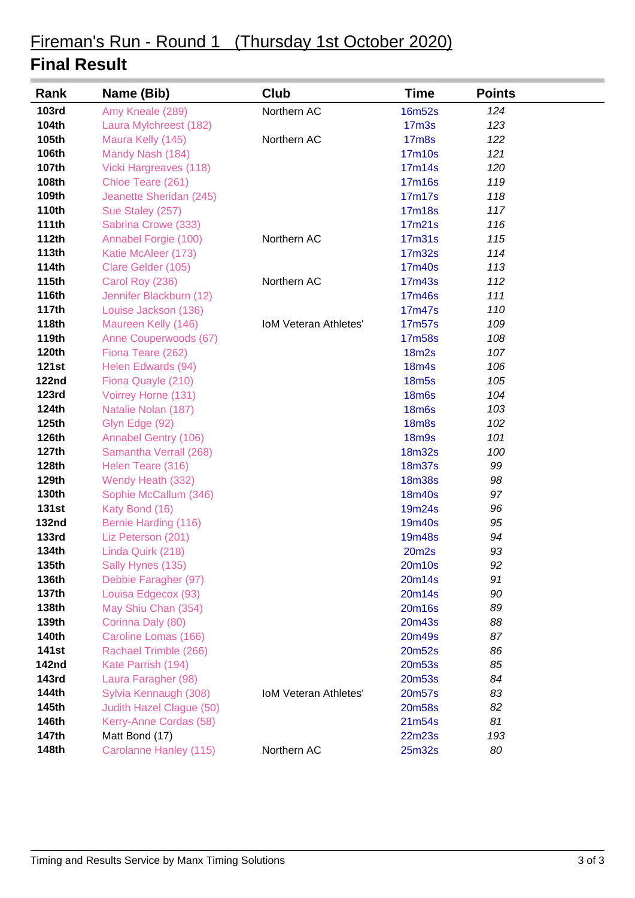# Fireman's Run - Round 1 (Thursday 1st October 2020)

## Final Result

| Rank | Name (Bib) | Club | Time | Points |
|---|---|---|---|---|
| 103rd | Amy Kneale (289) | Northern AC | 16m52s | 124 |
| 104th | Laura Mylchreest (182) | | 17m3s | 123 |
| 105th | Maura Kelly (145) | Northern AC | 17m8s | 122 |
| 106th | Mandy Nash (184) | | 17m10s | 121 |
| 107th | Vicki Hargreaves (118) | | 17m14s | 120 |
| 108th | Chloe Teare (261) | | 17m16s | 119 |
| 109th | Jeanette Sheridan (245) | | 17m17s | 118 |
| 110th | Sue Staley (257) | | 17m18s | 117 |
| 111th | Sabrina Crowe (333) | | 17m21s | 116 |
| 112th | Annabel Forgie (100) | Northern AC | 17m31s | 115 |
| 113th | Katie McAleer (173) | | 17m32s | 114 |
| 114th | Clare Gelder (105) | | 17m40s | 113 |
| 115th | Carol Roy (236) | Northern AC | 17m43s | 112 |
| 116th | Jennifer Blackburn (12) | | 17m46s | 111 |
| 117th | Louise Jackson (136) | | 17m47s | 110 |
| 118th | Maureen Kelly (146) | IoM Veteran Athletes' | 17m57s | 109 |
| 119th | Anne Couperwoods (67) | | 17m58s | 108 |
| 120th | Fiona Teare (262) | | 18m2s | 107 |
| 121st | Helen Edwards (94) | | 18m4s | 106 |
| 122nd | Fiona Quayle (210) | | 18m5s | 105 |
| 123rd | Voirrey Horne (131) | | 18m6s | 104 |
| 124th | Natalie Nolan (187) | | 18m6s | 103 |
| 125th | Glyn Edge (92) | | 18m8s | 102 |
| 126th | Annabel Gentry (106) | | 18m9s | 101 |
| 127th | Samantha Verrall (268) | | 18m32s | 100 |
| 128th | Helen Teare (316) | | 18m37s | 99 |
| 129th | Wendy Heath (332) | | 18m38s | 98 |
| 130th | Sophie McCallum (346) | | 18m40s | 97 |
| 131st | Katy Bond (16) | | 19m24s | 96 |
| 132nd | Bernie Harding (116) | | 19m40s | 95 |
| 133rd | Liz Peterson (201) | | 19m48s | 94 |
| 134th | Linda Quirk (218) | | 20m2s | 93 |
| 135th | Sally Hynes (135) | | 20m10s | 92 |
| 136th | Debbie Faragher (97) | | 20m14s | 91 |
| 137th | Louisa Edgecox (93) | | 20m14s | 90 |
| 138th | May Shiu Chan (354) | | 20m16s | 89 |
| 139th | Corinna Daly (80) | | 20m43s | 88 |
| 140th | Caroline Lomas (166) | | 20m49s | 87 |
| 141st | Rachael Trimble (266) | | 20m52s | 86 |
| 142nd | Kate Parrish (194) | | 20m53s | 85 |
| 143rd | Laura Faragher (98) | | 20m53s | 84 |
| 144th | Sylvia Kennaugh (308) | IoM Veteran Athletes' | 20m57s | 83 |
| 145th | Judith Hazel Clague (50) | | 20m58s | 82 |
| 146th | Kerry-Anne Cordas (58) | | 21m54s | 81 |
| 147th | Matt Bond (17) | | 22m23s | 193 |
| 148th | Carolanne Hanley (115) | Northern AC | 25m32s | 80 |

Timing and Results Service by Manx Timing Solutions